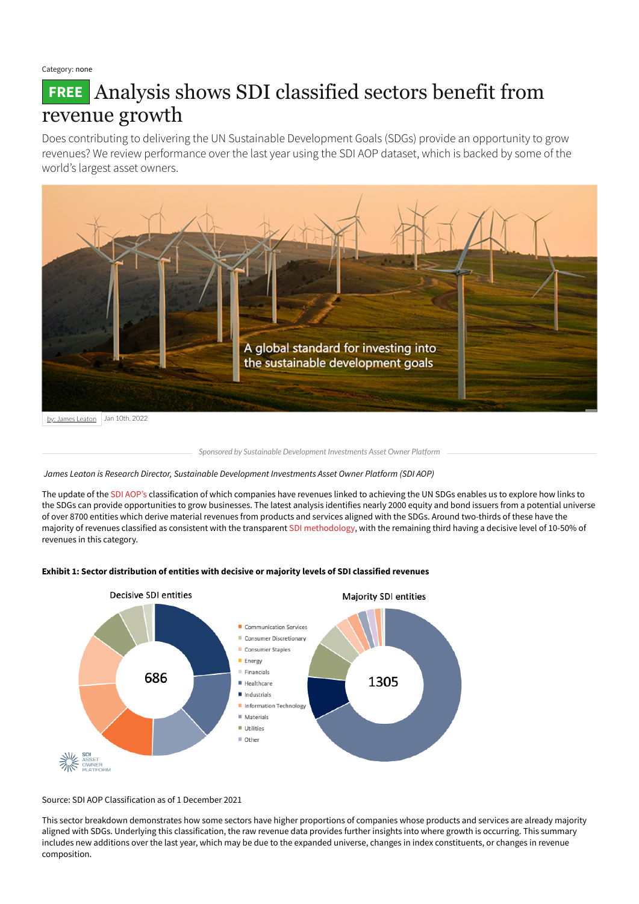Category: none

# FREE Analysis shows SDI classified sectors benefit from revenue growth

Does contributing to delivering the UN Sustainable Development Goals (SDGs) provide an opportunity to grow revenues? We review performance over the last year using the SDI AOP dataset, which is backed by some of the world's largest asset owners.

by: James Leaton | Jan 10th, 2022

*Sponsored by Sustainable Development Investments Asset Owner Platform*

*James Leaton is Research Director, Sustainable Development Investments Asset Owner Platform (SDI AOP)*

The update of the SDI AOP's classification of which companies have revenues linked to achieving the UN SDGs enables us to explore how links to the SDGs can provide opportunities to grow businesses. The latest analysis identifies nearly 2000 equity and bond issuers from a potential universe of over 8700 entities which derive material revenues from products and services aligned with the SDGs. Around two-thirds of these have the majority of revenues classified as consistent with the transparent SDI methodology, with the remaining third having a decisive level of 10-50% of revenues in this category.

**Exhibit 1: Sector distribution of entities with decisive or majority levels of SDI classified revenues**

Source: SDI AOP Classification as of 1 December 2021

This sector breakdown demonstrates how some sectors have higher proportions of companies whose products and services are already majority aligned with SDGs. Underlying this classification, the raw revenue data provides further insights into where growth is occurring. This summary includes new additions over the last year, which may be due to the expanded universe, changes in index constituents, or changes in revenue composition.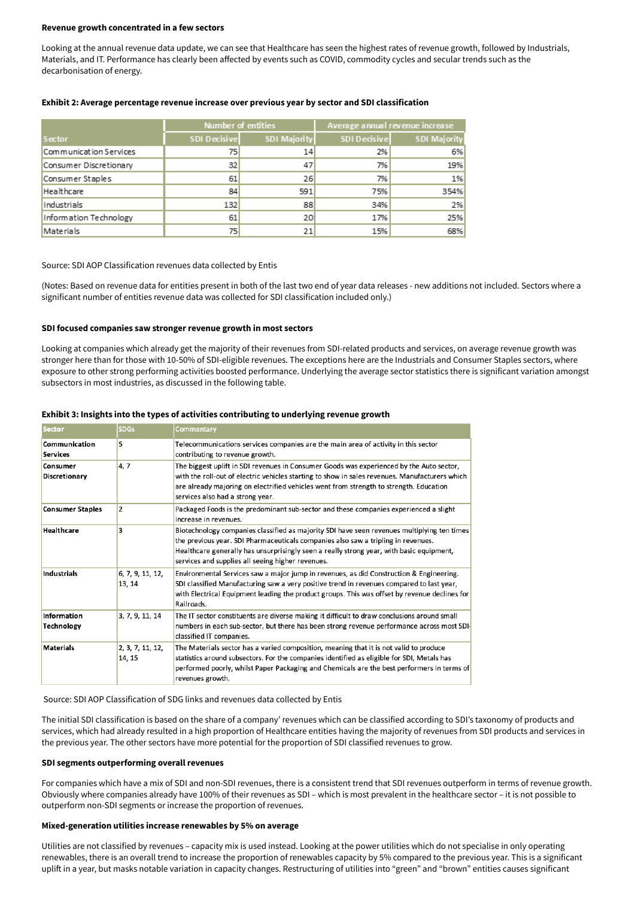**Revenue growth concentrated in a few sectors**

Looking at the annual revenue data update, we can see that Healthcare has seen the highest rates of revenue growth, followed by Industrials, Materials, and IT. Performance has clearly been affected by events such as COVID, commodity cycles and secular trends such as the decarbonisation of energy.

**Exhibit 2: Average percentage revenue increase over previous year by sector and SDI classification**

| | Number of entities | | Average annual revenue increase | |
|---|---|---|---|---|
| Sector | SDI Decisive | SDI Majority | SDI Decisive | SDI Majority |
| Communication Services | 75 | 14 | 2% | 6% |
| Consumer Discretionary | 32 | 47 | 7% | 19% |
| Consumer Staples | 61 | 26 | 7% | 1% |
| Healthcare | 84 | 591 | 75% | 354% |
| Industrials | 132 | 88 | 34% | 2% |
| Information Technology | 61 | 20 | 17% | 25% |
| Materials | 75 | 21 | 15% | 68% |

Source: SDI AOP Classification revenues data collected by Entis

(Notes: Based on revenue data for entities present in both of the last two end of year data releases - new additions not included. Sectors where a significant number of entities revenue data was collected for SDI classification included only.)

**SDI focused companies saw stronger revenue growth in most sectors**

Looking at companies which already get the majority of their revenues from SDI-related products and services, on average revenue growth was stronger here than for those with 10-50% of SDI-eligible revenues. The exceptions here are the Industrials and Consumer Staples sectors, where exposure to other strong performing activities boosted performance. Underlying the average sector statistics there is significant variation amongst subsectors in most industries, as discussed in the following table.

**Exhibit 3: Insights into the types of activities contributing to underlying revenue growth**

| Sector | SDGs | Commentary |
|---|---|---|
| Communication Services | 5 | Telecommunications services companies are the main area of activity in this sector contributing to revenue growth. |
| Consumer Discretionary | 4, 7 | The biggest uplift in SDI revenues in Consumer Goods was experienced by the Auto sector, with the roll-out of electric vehicles starting to show in sales revenues. Manufacturers which are already majoring on electrified vehicles went from strength to strength. Education services also had a strong year. |
| Consumer Staples | 2 | Packaged Foods is the predominant sub-sector and these companies experienced a slight increase in revenues. |
| Healthcare | 3 | Biotechnology companies classified as majority SDI have seen revenues multiplying ten times the previous year. SDI Pharmaceuticals companies also saw a tripling in revenues. Healthcare generally has unsurprisingly seen a really strong year, with basic equipment, services and supplies all seeing higher revenues. |
| Industrials | 6, 7, 9, 11, 12, 13, 14 | Environmental Services saw a major jump in revenues, as did Construction & Engineering. SDI classified Manufacturing saw a very positive trend in revenues compared to last year, with Electrical Equipment leading the product groups. This was offset by revenue declines for Railroads. |
| Information Technology | 3, 7, 9, 11, 14 | The IT sector constituents are diverse making it difficult to draw conclusions around small numbers in each sub-sector, but there has been strong revenue performance across most SDI-classified IT companies. |
| Materials | 2, 3, 7, 11, 12, 14, 15 | The Materials sector has a varied composition, meaning that it is not valid to produce statistics around subsectors. For the companies identified as eligible for SDI, Metals has performed poorly, whilst Paper Packaging and Chemicals are the best performers in terms of revenues growth. |

Source: SDI AOP Classification of SDG links and revenues data collected by Entis

The initial SDI classification is based on the share of a company' revenues which can be classified according to SDI's taxonomy of products and services, which had already resulted in a high proportion of Healthcare entities having the majority of revenues from SDI products and services in the previous year. The other sectors have more potential for the proportion of SDI classified revenues to grow.

**SDI segments outperforming overall revenues**

For companies which have a mix of SDI and non-SDI revenues, there is a consistent trend that SDI revenues outperform in terms of revenue growth. Obviously where companies already have 100% of their revenues as SDI – which is most prevalent in the healthcare sector – it is not possible to outperform non-SDI segments or increase the proportion of revenues.

**Mixed-generation utilities increase renewables by 5% on average**

Utilities are not classified by revenues – capacity mix is used instead. Looking at the power utilities which do not specialise in only operating renewables, there is an overall trend to increase the proportion of renewables capacity by 5% compared to the previous year. This is a significant uplift in a year, but masks notable variation in capacity changes. Restructuring of utilities into "green" and "brown" entities causes significant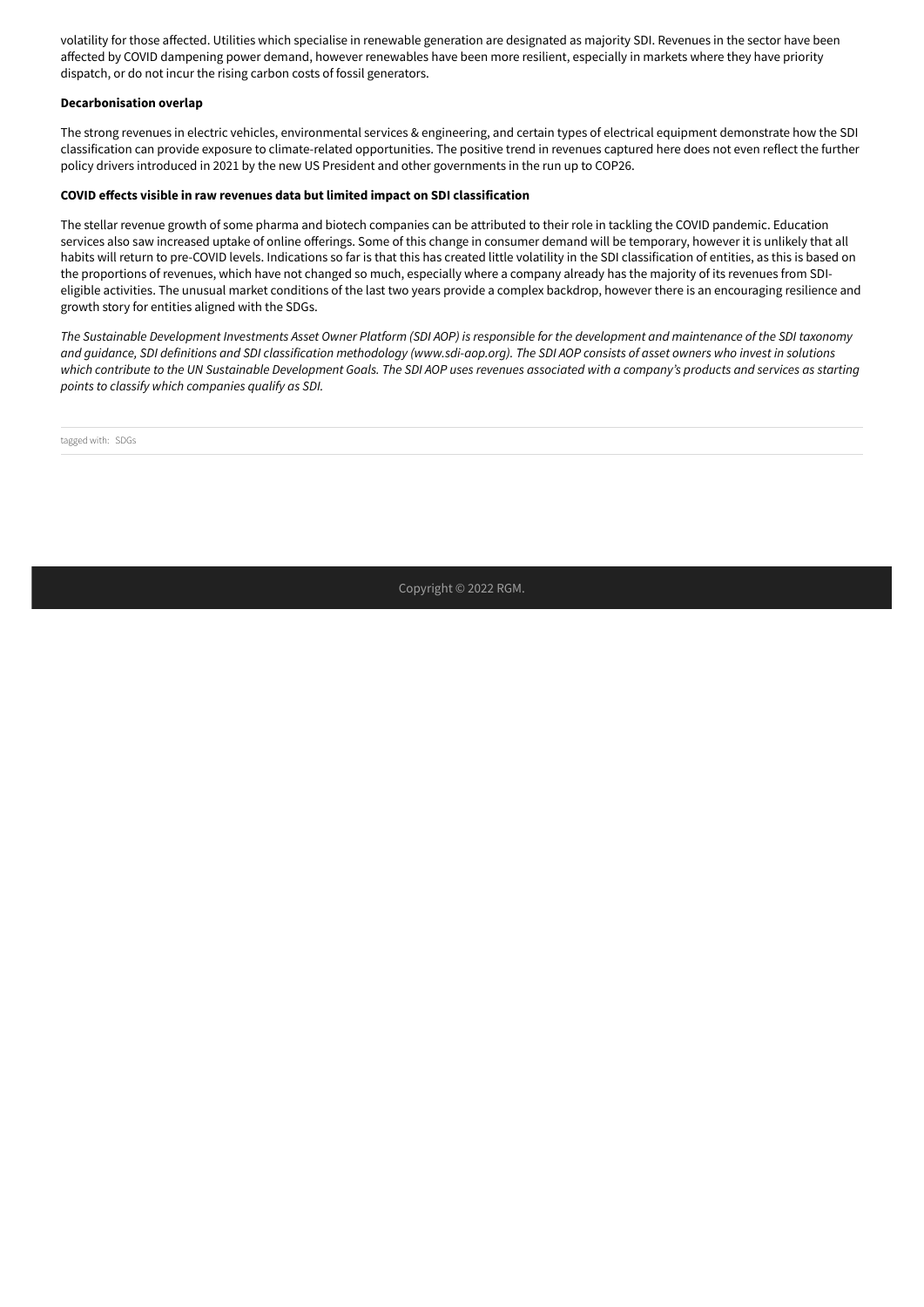volatility for those affected. Utilities which specialise in renewable generation are designated as majority SDI. Revenues in the sector have been affected by COVID dampening power demand, however renewables have been more resilient, especially in markets where they have priority dispatch, or do not incur the rising carbon costs of fossil generators.

**Decarbonisation overlap**

The strong revenues in electric vehicles, environmental services & engineering, and certain types of electrical equipment demonstrate how the SDI classification can provide exposure to climate-related opportunities. The positive trend in revenues captured here does not even reflect the further policy drivers introduced in 2021 by the new US President and other governments in the run up to COP26.

**COVID effects visible in raw revenues data but limited impact on SDI classification**

The stellar revenue growth of some pharma and biotech companies can be attributed to their role in tackling the COVID pandemic. Education services also saw increased uptake of online offerings. Some of this change in consumer demand will be temporary, however it is unlikely that all habits will return to pre-COVID levels. Indications so far is that this has created little volatility in the SDI classification of entities, as this is based on the proportions of revenues, which have not changed so much, especially where a company already has the majority of its revenues from SDI-eligible activities. The unusual market conditions of the last two years provide a complex backdrop, however there is an encouraging resilience and growth story for entities aligned with the SDGs.

*The Sustainable Development Investments Asset Owner Platform (SDI AOP) is responsible for the development and maintenance of the SDI taxonomy and guidance, SDI definitions and SDI classification methodology (www.sdi-aop.org). The SDI AOP consists of asset owners who invest in solutions which contribute to the UN Sustainable Development Goals. The SDI AOP uses revenues associated with a company's products and services as starting points to classify which companies qualify as SDI.*

tagged with: SDGs

Copyright © 2022 RGM.